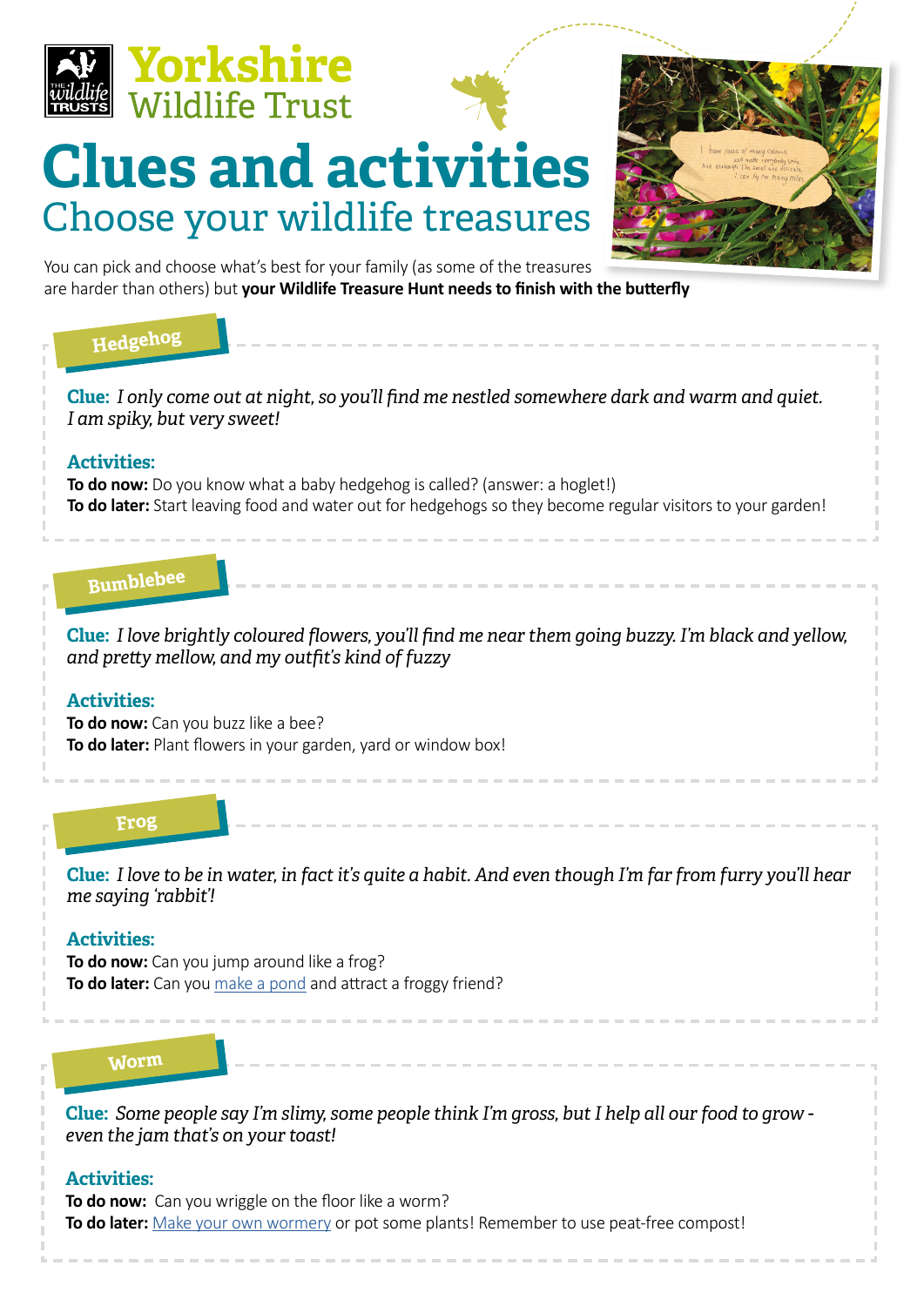Yorkshire Wildlife Trust

# Clues and activities

## Choose your wildlife treasures

You can pick and choose what's best for your family (as some of the treasures are harder than others) but **your Wildlife Treasure Hunt needs to finish with the butterfly**

### Hedgehog

**Clue:** *I only come out at night, so you'll find me nestled somewhere dark and warm and quiet. I am spiky, but very sweet!*

**Activities:**

**To do now:** Do you know what a baby hedgehog is called? (answer: a hoglet!)

**To do later:** Start leaving food and water out for hedgehogs so they become regular visitors to your garden!

### Bumblebee

**Clue:** *I love brightly coloured flowers, you'll find me near them going buzzy. I'm black and yellow, and pretty mellow, and my outfit's kind of fuzzy*

**Activities:**

**To do now:** Can you buzz like a bee?

**To do later:** Plant flowers in your garden, yard or window box!

### Frog

**Clue:** *I love to be in water, in fact it's quite a habit. And even though I'm far from furry you'll hear me saying 'rabbit'!*

**Activities:**

**To do now:** Can you jump around like a frog?

**To do later:** Can you make a pond and attract a froggy friend?

### Worm

**Clue:** *Some people say I'm slimy, some people think I'm gross, but I help all our food to grow - even the jam that's on your toast!*

**Activities:**

**To do now:** Can you wriggle on the floor like a worm?

**To do later:** Make your own wormery or pot some plants! Remember to use peat-free compost!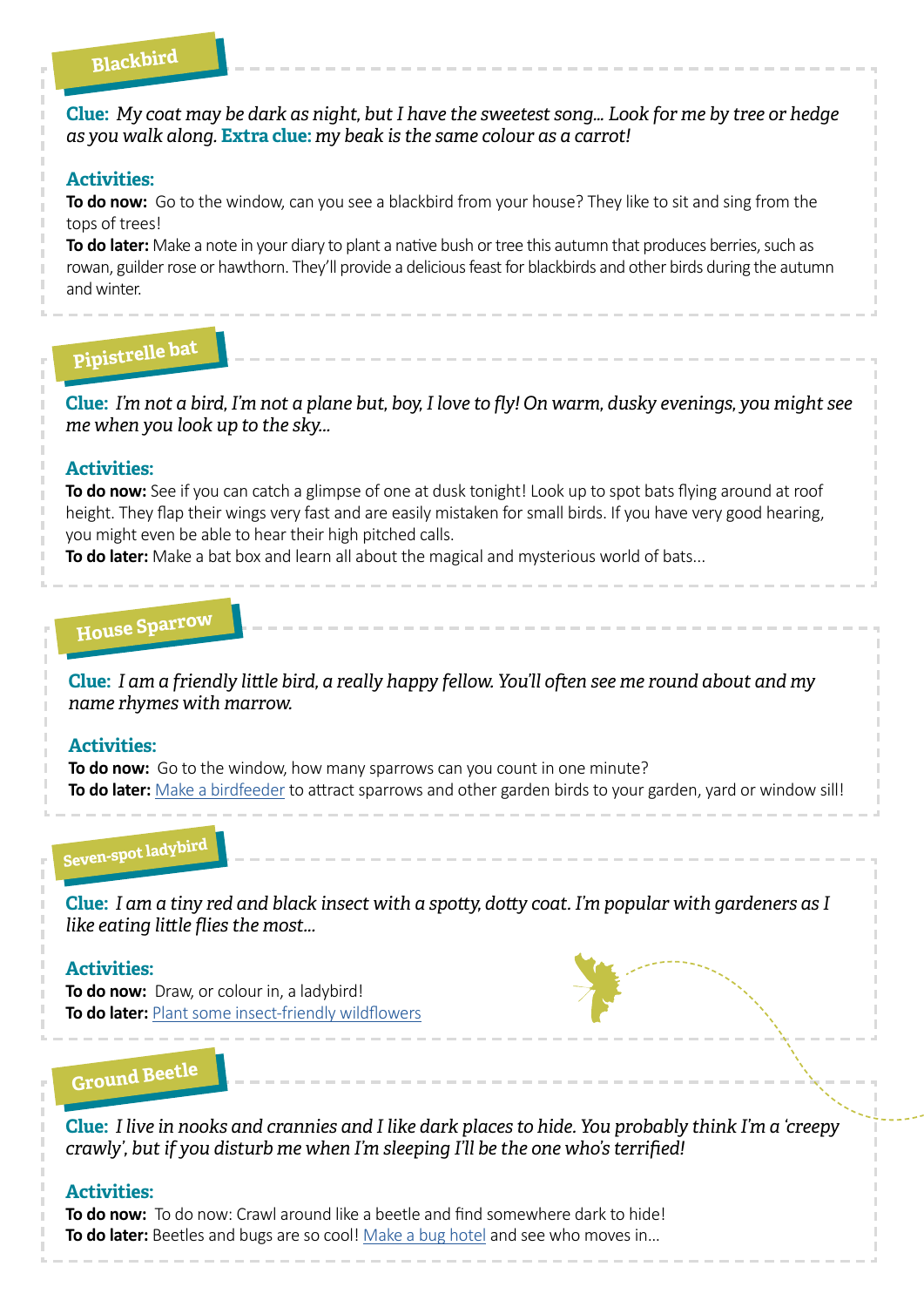## Blackbird

**Clue:** *My coat may be dark as night, but I have the sweetest song... Look for me by tree or hedge as you walk along.* **Extra clue:** *my beak is the same colour as a carrot!*

**Activities:**

**To do now:** Go to the window, can you see a blackbird from your house? They like to sit and sing from the tops of trees!

**To do later:** Make a note in your diary to plant a native bush or tree this autumn that produces berries, such as rowan, guilder rose or hawthorn. They'll provide a delicious feast for blackbirds and other birds during the autumn and winter.

## Pipistrelle bat

**Clue:** *I'm not a bird, I'm not a plane but, boy, I love to fly! On warm, dusky evenings, you might see me when you look up to the sky...*

**Activities:**

**To do now:** See if you can catch a glimpse of one at dusk tonight! Look up to spot bats flying around at roof height. They flap their wings very fast and are easily mistaken for small birds. If you have very good hearing, you might even be able to hear their high pitched calls.

**To do later:** Make a bat box and learn all about the magical and mysterious world of bats...

## House Sparrow

**Clue:** *I am a friendly little bird, a really happy fellow. You'll often see me round about and my name rhymes with marrow.*

**Activities:**

**To do now:** Go to the window, how many sparrows can you count in one minute?

**To do later:** Make a birdfeeder to attract sparrows and other garden birds to your garden, yard or window sill!

## Seven-spot ladybird

**Clue:** *I am a tiny red and black insect with a spotty, dotty coat. I'm popular with gardeners as I like eating little flies the most...*

**Activities:**

**To do now:** Draw, or colour in, a ladybird!

**To do later:** Plant some insect-friendly wildflowers

## Ground Beetle

**Clue:** *I live in nooks and crannies and I like dark places to hide. You probably think I'm a 'creepy crawly', but if you disturb me when I'm sleeping I'll be the one who's terrified!*

**Activities:**

**To do now:** To do now: Crawl around like a beetle and find somewhere dark to hide!

**To do later:** Beetles and bugs are so cool! Make a bug hotel and see who moves in...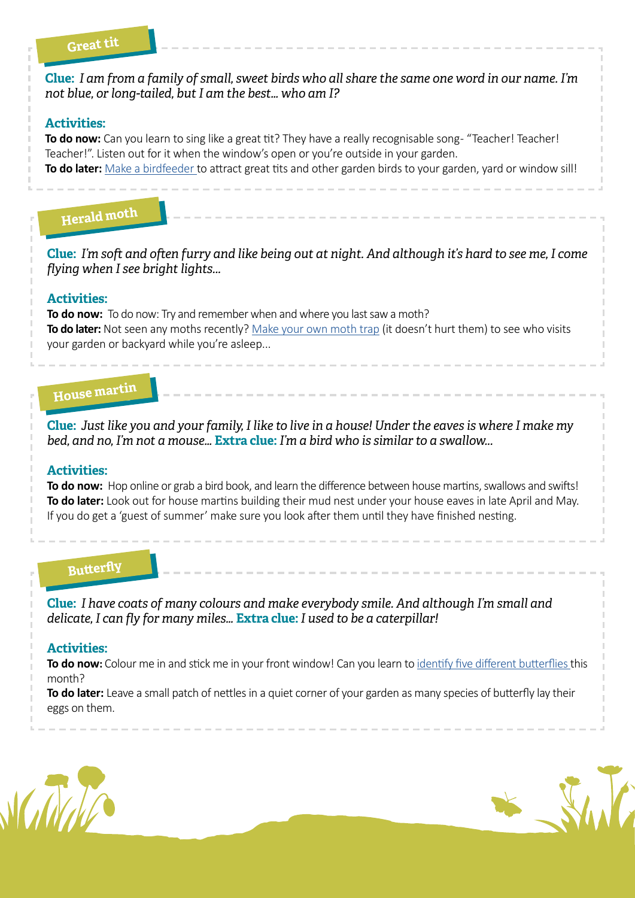## Great tit

**Clue:** *I am from a family of small, sweet birds who all share the same one word in our name. I'm not blue, or long-tailed, but I am the best... who am I?*

### Activities:

**To do now:** Can you learn to sing like a great tit? They have a really recognisable song- "Teacher! Teacher! Teacher!". Listen out for it when the window's open or you're outside in your garden.
**To do later:** Make a birdfeeder to attract great tits and other garden birds to your garden, yard or window sill!

## Herald moth

**Clue:** *I'm soft and often furry and like being out at night. And although it's hard to see me, I come flying when I see bright lights...*

### Activities:

**To do now:** To do now: Try and remember when and where you last saw a moth?
**To do later:** Not seen any moths recently? Make your own moth trap (it doesn't hurt them) to see who visits your garden or backyard while you're asleep...

## House martin

**Clue:** *Just like you and your family, I like to live in a house! Under the eaves is where I make my bed, and no, I'm not a mouse...* **Extra clue:** *I'm a bird who is similar to a swallow...*

### Activities:

**To do now:** Hop online or grab a bird book, and learn the difference between house martins, swallows and swifts!
**To do later:** Look out for house martins building their mud nest under your house eaves in late April and May. If you do get a 'guest of summer' make sure you look after them until they have finished nesting.

## Butterfly

**Clue:** *I have coats of many colours and make everybody smile. And although I'm small and delicate, I can fly for many miles...* **Extra clue:** *I used to be a caterpillar!*

### Activities:

**To do now:** Colour me in and stick me in your front window! Can you learn to identify five different butterflies this month?
**To do later:** Leave a small patch of nettles in a quiet corner of your garden as many species of butterfly lay their eggs on them.